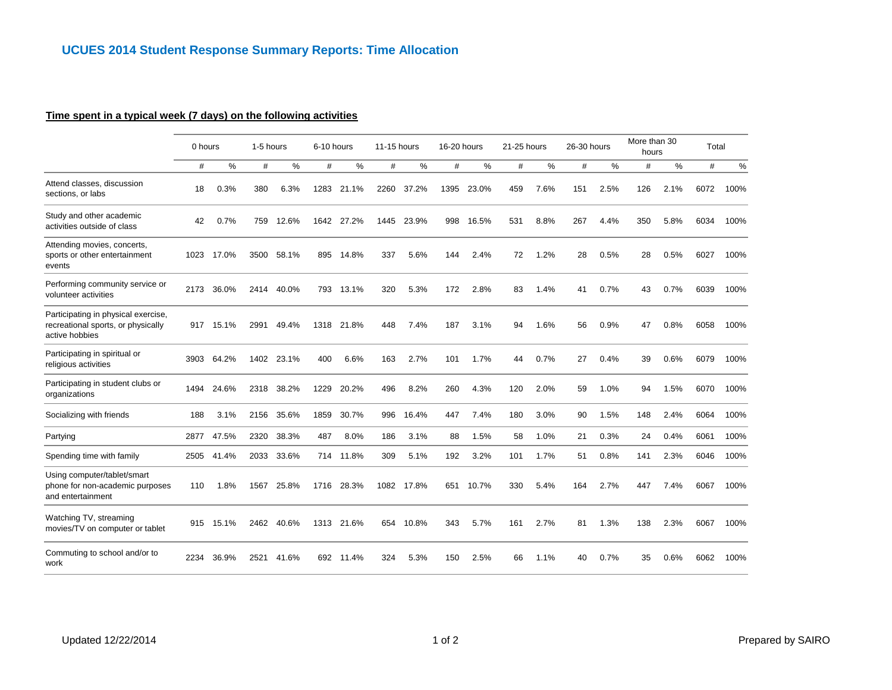## UCUES 2014 Student Response Summary Reports: Time Allocation

**Time spent in a typical week (7 days) on the following activities**

| | 0 hours | | 1-5 hours | | 6-10 hours | | 11-15 hours | | 16-20 hours | | 21-25 hours | | 26-30 hours | | More than 30 hours | | Total | |
|---|---|---|---|---|---|---|---|---|---|---|---|---|---|---|---|---|---|---|
| | # | % | # | % | # | % | # | % | # | % | # | % | # | % | # | % | # | % |
| Attend classes, discussion sections, or labs | 18 | 0.3% | 380 | 6.3% | 1283 | 21.1% | 2260 | 37.2% | 1395 | 23.0% | 459 | 7.6% | 151 | 2.5% | 126 | 2.1% | 6072 | 100% |
| Study and other academic activities outside of class | 42 | 0.7% | 759 | 12.6% | 1642 | 27.2% | 1445 | 23.9% | 998 | 16.5% | 531 | 8.8% | 267 | 4.4% | 350 | 5.8% | 6034 | 100% |
| Attending movies, concerts, sports or other entertainment events | 1023 | 17.0% | 3500 | 58.1% | 895 | 14.8% | 337 | 5.6% | 144 | 2.4% | 72 | 1.2% | 28 | 0.5% | 28 | 0.5% | 6027 | 100% |
| Performing community service or volunteer activities | 2173 | 36.0% | 2414 | 40.0% | 793 | 13.1% | 320 | 5.3% | 172 | 2.8% | 83 | 1.4% | 41 | 0.7% | 43 | 0.7% | 6039 | 100% |
| Participating in physical exercise, recreational sports, or physically active hobbies | 917 | 15.1% | 2991 | 49.4% | 1318 | 21.8% | 448 | 7.4% | 187 | 3.1% | 94 | 1.6% | 56 | 0.9% | 47 | 0.8% | 6058 | 100% |
| Participating in spiritual or religious activities | 3903 | 64.2% | 1402 | 23.1% | 400 | 6.6% | 163 | 2.7% | 101 | 1.7% | 44 | 0.7% | 27 | 0.4% | 39 | 0.6% | 6079 | 100% |
| Participating in student clubs or organizations | 1494 | 24.6% | 2318 | 38.2% | 1229 | 20.2% | 496 | 8.2% | 260 | 4.3% | 120 | 2.0% | 59 | 1.0% | 94 | 1.5% | 6070 | 100% |
| Socializing with friends | 188 | 3.1% | 2156 | 35.6% | 1859 | 30.7% | 996 | 16.4% | 447 | 7.4% | 180 | 3.0% | 90 | 1.5% | 148 | 2.4% | 6064 | 100% |
| Partying | 2877 | 47.5% | 2320 | 38.3% | 487 | 8.0% | 186 | 3.1% | 88 | 1.5% | 58 | 1.0% | 21 | 0.3% | 24 | 0.4% | 6061 | 100% |
| Spending time with family | 2505 | 41.4% | 2033 | 33.6% | 714 | 11.8% | 309 | 5.1% | 192 | 3.2% | 101 | 1.7% | 51 | 0.8% | 141 | 2.3% | 6046 | 100% |
| Using computer/tablet/smart phone for non-academic purposes and entertainment | 110 | 1.8% | 1567 | 25.8% | 1716 | 28.3% | 1082 | 17.8% | 651 | 10.7% | 330 | 5.4% | 164 | 2.7% | 447 | 7.4% | 6067 | 100% |
| Watching TV, streaming movies/TV on computer or tablet | 915 | 15.1% | 2462 | 40.6% | 1313 | 21.6% | 654 | 10.8% | 343 | 5.7% | 161 | 2.7% | 81 | 1.3% | 138 | 2.3% | 6067 | 100% |
| Commuting to school and/or to work | 2234 | 36.9% | 2521 | 41.6% | 692 | 11.4% | 324 | 5.3% | 150 | 2.5% | 66 | 1.1% | 40 | 0.7% | 35 | 0.6% | 6062 | 100% |

Updated 12/22/2014

Prepared by SAIRO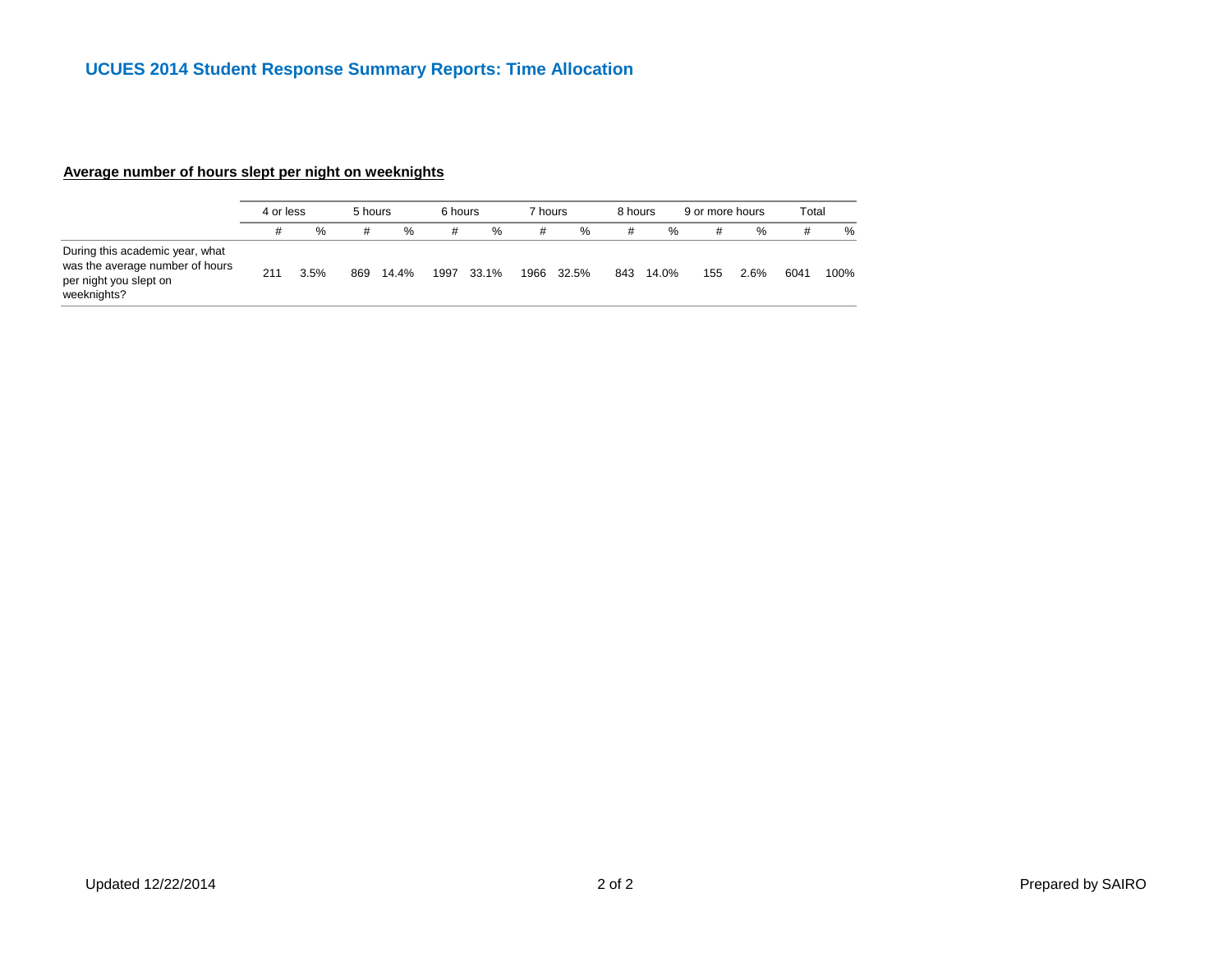# UCUES 2014 Student Response Summary Reports: Time Allocation

## Average number of hours slept per night on weeknights

| | 4 or less | | 5 hours | | 6 hours | | 7 hours | | 8 hours | | 9 or more hours | | Total | |
|---|---|---|---|---|---|---|---|---|---|---|---|---|---|---|
| | # | % | # | % | # | % | # | % | # | % | # | % | # | % |
| During this academic year, what was the average number of hours per night you slept on weeknights? | 211 | 3.5% | 869 | 14.4% | 1997 | 33.1% | 1966 | 32.5% | 843 | 14.0% | 155 | 2.6% | 6041 | 100% |

Updated 12/22/2014

Prepared by SAIRO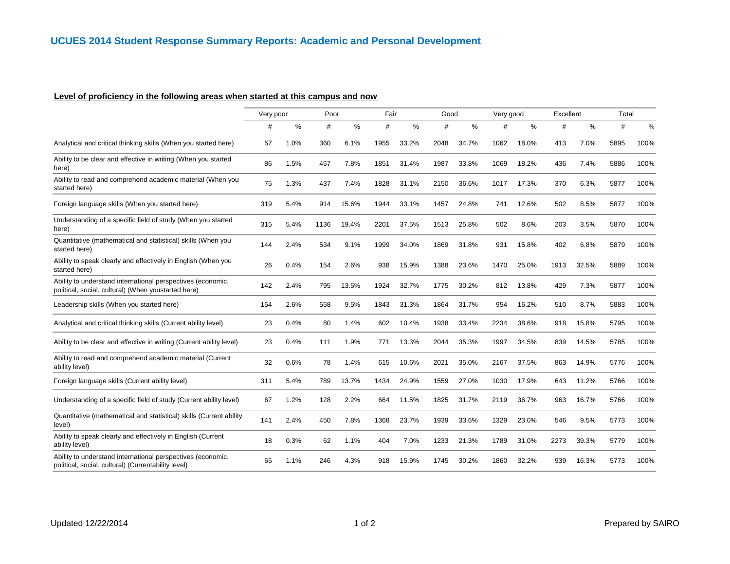## UCUES 2014 Student Response Summary Reports: Academic and Personal Development

### Level of proficiency in the following areas when started at this campus and now

| | Very poor | | Poor | | Fair | | Good | | Very good | | Excellent | | Total | |
|---|---|---|---|---|---|---|---|---|---|---|---|---|---|---|
| | # | % | # | % | # | % | # | % | # | % | # | % | # | % |
| Analytical and critical thinking skills (When you started here) | 57 | 1.0% | 360 | 6.1% | 1955 | 33.2% | 2048 | 34.7% | 1062 | 18.0% | 413 | 7.0% | 5895 | 100% |
| Ability to be clear and effective in writing (When you started here) | 86 | 1.5% | 457 | 7.8% | 1851 | 31.4% | 1987 | 33.8% | 1069 | 18.2% | 436 | 7.4% | 5886 | 100% |
| Ability to read and comprehend academic material (When you started here) | 75 | 1.3% | 437 | 7.4% | 1828 | 31.1% | 2150 | 36.6% | 1017 | 17.3% | 370 | 6.3% | 5877 | 100% |
| Foreign language skills (When you started here) | 319 | 5.4% | 914 | 15.6% | 1944 | 33.1% | 1457 | 24.8% | 741 | 12.6% | 502 | 8.5% | 5877 | 100% |
| Understanding of a specific field of study (When you started here) | 315 | 5.4% | 1136 | 19.4% | 2201 | 37.5% | 1513 | 25.8% | 502 | 8.6% | 203 | 3.5% | 5870 | 100% |
| Quantitative (mathematical and statistical) skills (When you started here) | 144 | 2.4% | 534 | 9.1% | 1999 | 34.0% | 1869 | 31.8% | 931 | 15.8% | 402 | 6.8% | 5879 | 100% |
| Ability to speak clearly and effectively in English (When you started here) | 26 | 0.4% | 154 | 2.6% | 938 | 15.9% | 1388 | 23.6% | 1470 | 25.0% | 1913 | 32.5% | 5889 | 100% |
| Ability to understand international perspectives (economic, political, social, cultural) (When youstarted here) | 142 | 2.4% | 795 | 13.5% | 1924 | 32.7% | 1775 | 30.2% | 812 | 13.8% | 429 | 7.3% | 5877 | 100% |
| Leadership skills (When you started here) | 154 | 2.6% | 558 | 9.5% | 1843 | 31.3% | 1864 | 31.7% | 954 | 16.2% | 510 | 8.7% | 5883 | 100% |
| Analytical and critical thinking skills (Current ability level) | 23 | 0.4% | 80 | 1.4% | 602 | 10.4% | 1938 | 33.4% | 2234 | 38.6% | 918 | 15.8% | 5795 | 100% |
| Ability to be clear and effective in writing (Current ability level) | 23 | 0.4% | 111 | 1.9% | 771 | 13.3% | 2044 | 35.3% | 1997 | 34.5% | 839 | 14.5% | 5785 | 100% |
| Ability to read and comprehend academic material (Current ability level) | 32 | 0.6% | 78 | 1.4% | 615 | 10.6% | 2021 | 35.0% | 2167 | 37.5% | 863 | 14.9% | 5776 | 100% |
| Foreign language skills (Current ability level) | 311 | 5.4% | 789 | 13.7% | 1434 | 24.9% | 1559 | 27.0% | 1030 | 17.9% | 643 | 11.2% | 5766 | 100% |
| Understanding of a specific field of study (Current ability level) | 67 | 1.2% | 128 | 2.2% | 664 | 11.5% | 1825 | 31.7% | 2119 | 36.7% | 963 | 16.7% | 5766 | 100% |
| Quantitative (mathematical and statistical) skills (Current ability level) | 141 | 2.4% | 450 | 7.8% | 1368 | 23.7% | 1939 | 33.6% | 1329 | 23.0% | 546 | 9.5% | 5773 | 100% |
| Ability to speak clearly and effectively in English (Current ability level) | 18 | 0.3% | 62 | 1.1% | 404 | 7.0% | 1233 | 21.3% | 1789 | 31.0% | 2273 | 39.3% | 5779 | 100% |
| Ability to understand international perspectives (economic, political, social, cultural) (Currentability level) | 65 | 1.1% | 246 | 4.3% | 918 | 15.9% | 1745 | 30.2% | 1860 | 32.2% | 939 | 16.3% | 5773 | 100% |

Updated 12/22/2014

Prepared by SAIRO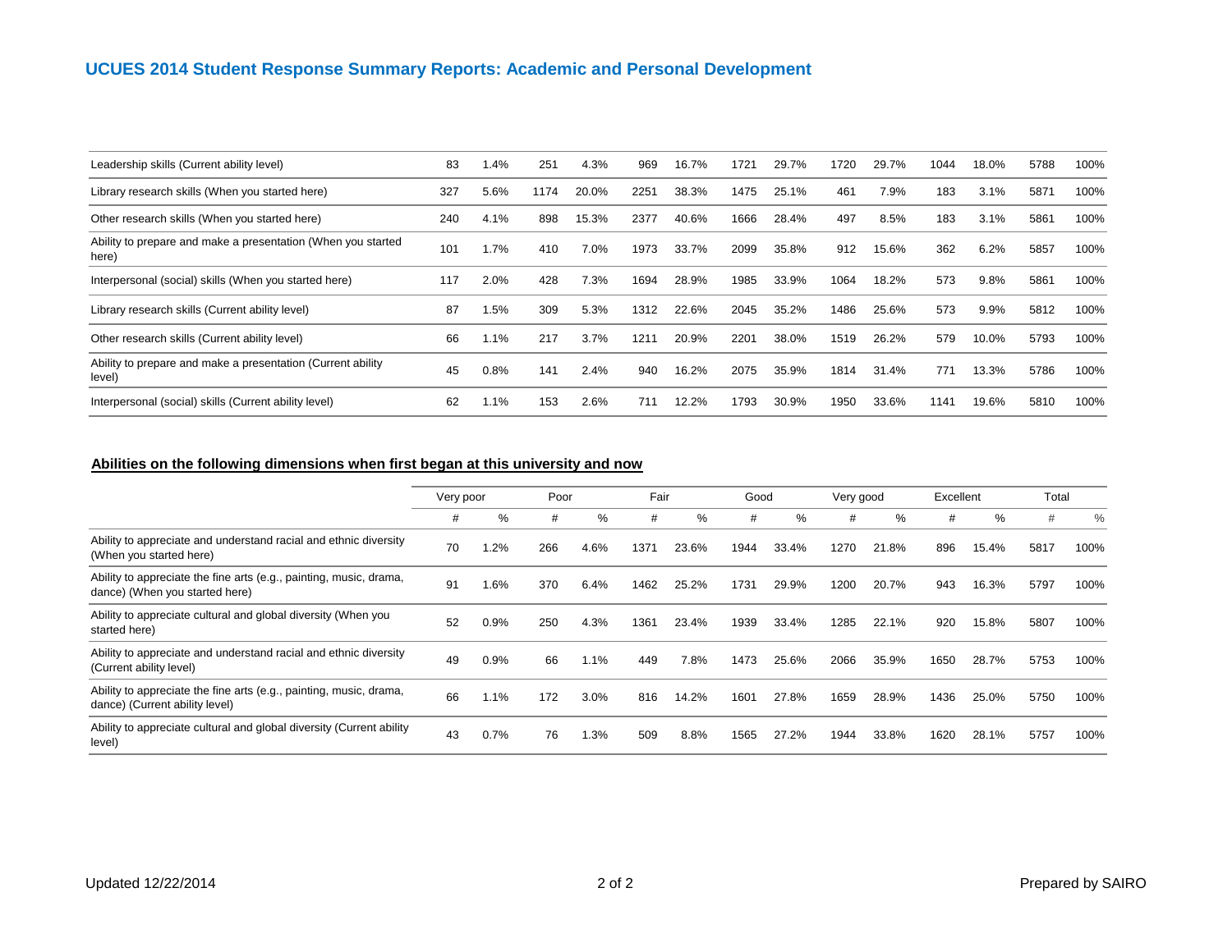# UCUES 2014 Student Response Summary Reports: Academic and Personal Development

| | | | | | | | | | | | | | | |
|---|---|---|---|---|---|---|---|---|---|---|---|---|---|---|
| Leadership skills (Current ability level) | 83 | 1.4% | 251 | 4.3% | 969 | 16.7% | 1721 | 29.7% | 1720 | 29.7% | 1044 | 18.0% | 5788 | 100% |
| Library research skills (When you started here) | 327 | 5.6% | 1174 | 20.0% | 2251 | 38.3% | 1475 | 25.1% | 461 | 7.9% | 183 | 3.1% | 5871 | 100% |
| Other research skills (When you started here) | 240 | 4.1% | 898 | 15.3% | 2377 | 40.6% | 1666 | 28.4% | 497 | 8.5% | 183 | 3.1% | 5861 | 100% |
| Ability to prepare and make a presentation (When you started here) | 101 | 1.7% | 410 | 7.0% | 1973 | 33.7% | 2099 | 35.8% | 912 | 15.6% | 362 | 6.2% | 5857 | 100% |
| Interpersonal (social) skills (When you started here) | 117 | 2.0% | 428 | 7.3% | 1694 | 28.9% | 1985 | 33.9% | 1064 | 18.2% | 573 | 9.8% | 5861 | 100% |
| Library research skills (Current ability level) | 87 | 1.5% | 309 | 5.3% | 1312 | 22.6% | 2045 | 35.2% | 1486 | 25.6% | 573 | 9.9% | 5812 | 100% |
| Other research skills (Current ability level) | 66 | 1.1% | 217 | 3.7% | 1211 | 20.9% | 2201 | 38.0% | 1519 | 26.2% | 579 | 10.0% | 5793 | 100% |
| Ability to prepare and make a presentation (Current ability level) | 45 | 0.8% | 141 | 2.4% | 940 | 16.2% | 2075 | 35.9% | 1814 | 31.4% | 771 | 13.3% | 5786 | 100% |
| Interpersonal (social) skills (Current ability level) | 62 | 1.1% | 153 | 2.6% | 711 | 12.2% | 1793 | 30.9% | 1950 | 33.6% | 1141 | 19.6% | 5810 | 100% |

## Abilities on the following dimensions when first began at this university and now

| | Very poor | | Poor | | Fair | | Good | | Very good | | Excellent | | Total | |
|---|---|---|---|---|---|---|---|---|---|---|---|---|---|---|
| | # | % | # | % | # | % | # | % | # | % | # | % | # | % |
| Ability to appreciate and understand racial and ethnic diversity (When you started here) | 70 | 1.2% | 266 | 4.6% | 1371 | 23.6% | 1944 | 33.4% | 1270 | 21.8% | 896 | 15.4% | 5817 | 100% |
| Ability to appreciate the fine arts (e.g., painting, music, drama, dance) (When you started here) | 91 | 1.6% | 370 | 6.4% | 1462 | 25.2% | 1731 | 29.9% | 1200 | 20.7% | 943 | 16.3% | 5797 | 100% |
| Ability to appreciate cultural and global diversity (When you started here) | 52 | 0.9% | 250 | 4.3% | 1361 | 23.4% | 1939 | 33.4% | 1285 | 22.1% | 920 | 15.8% | 5807 | 100% |
| Ability to appreciate and understand racial and ethnic diversity (Current ability level) | 49 | 0.9% | 66 | 1.1% | 449 | 7.8% | 1473 | 25.6% | 2066 | 35.9% | 1650 | 28.7% | 5753 | 100% |
| Ability to appreciate the fine arts (e.g., painting, music, drama, dance) (Current ability level) | 66 | 1.1% | 172 | 3.0% | 816 | 14.2% | 1601 | 27.8% | 1659 | 28.9% | 1436 | 25.0% | 5750 | 100% |
| Ability to appreciate cultural and global diversity (Current ability level) | 43 | 0.7% | 76 | 1.3% | 509 | 8.8% | 1565 | 27.2% | 1944 | 33.8% | 1620 | 28.1% | 5757 | 100% |

Updated 12/22/2014

Prepared by SAIRO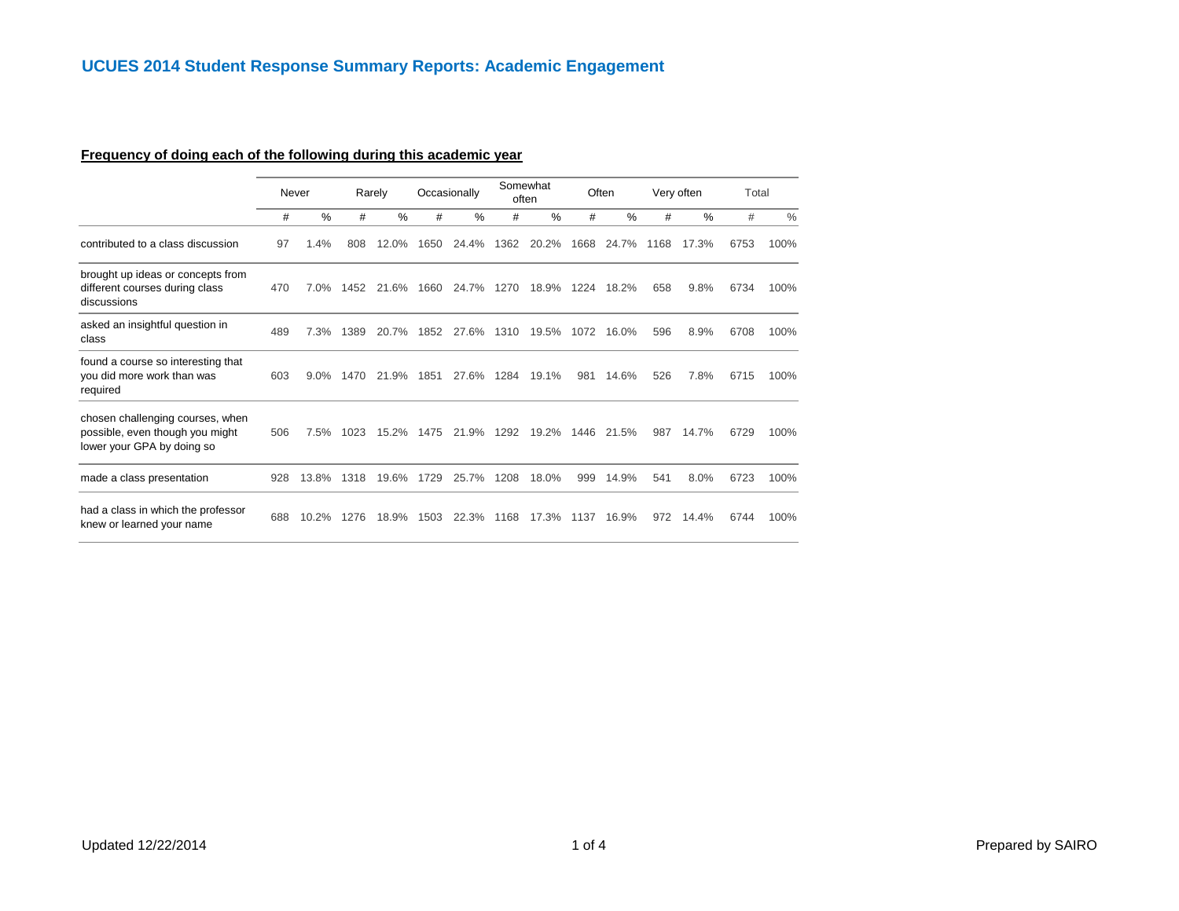## UCUES 2014 Student Response Summary Reports: Academic Engagement

**Frequency of doing each of the following during this academic year**

| | Never | | Rarely | | Occasionally | | Somewhat often | | Often | | Very often | | Total | |
|---|---|---|---|---|---|---|---|---|---|---|---|---|---|---|
| | # | % | # | % | # | % | # | % | # | % | # | % | # | % |
| contributed to a class discussion | 97 | 1.4% | 808 | 12.0% | 1650 | 24.4% | 1362 | 20.2% | 1668 | 24.7% | 1168 | 17.3% | 6753 | 100% |
| brought up ideas or concepts from different courses during class discussions | 470 | 7.0% | 1452 | 21.6% | 1660 | 24.7% | 1270 | 18.9% | 1224 | 18.2% | 658 | 9.8% | 6734 | 100% |
| asked an insightful question in class | 489 | 7.3% | 1389 | 20.7% | 1852 | 27.6% | 1310 | 19.5% | 1072 | 16.0% | 596 | 8.9% | 6708 | 100% |
| found a course so interesting that you did more work than was required | 603 | 9.0% | 1470 | 21.9% | 1851 | 27.6% | 1284 | 19.1% | 981 | 14.6% | 526 | 7.8% | 6715 | 100% |
| chosen challenging courses, when possible, even though you might lower your GPA by doing so | 506 | 7.5% | 1023 | 15.2% | 1475 | 21.9% | 1292 | 19.2% | 1446 | 21.5% | 987 | 14.7% | 6729 | 100% |
| made a class presentation | 928 | 13.8% | 1318 | 19.6% | 1729 | 25.7% | 1208 | 18.0% | 999 | 14.9% | 541 | 8.0% | 6723 | 100% |
| had a class in which the professor knew or learned your name | 688 | 10.2% | 1276 | 18.9% | 1503 | 22.3% | 1168 | 17.3% | 1137 | 16.9% | 972 | 14.4% | 6744 | 100% |

Updated 12/22/2014

Prepared by SAIRO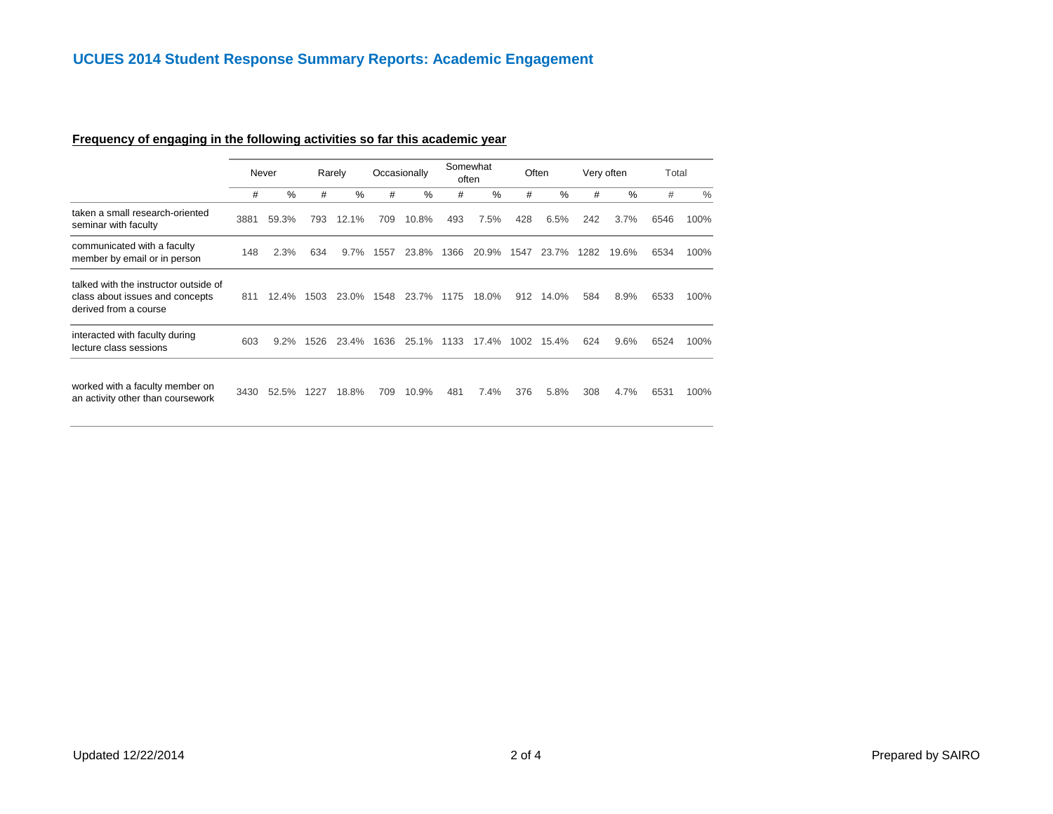## UCUES 2014 Student Response Summary Reports: Academic Engagement

### Frequency of engaging in the following activities so far this academic year

| | Never | | Rarely | | Occasionally | | Somewhat often | | Often | | Very often | | Total | |
|---|---|---|---|---|---|---|---|---|---|---|---|---|---|---|
| | # | % | # | % | # | % | # | % | # | % | # | % | # | % |
| taken a small research-oriented seminar with faculty | 3881 | 59.3% | 793 | 12.1% | 709 | 10.8% | 493 | 7.5% | 428 | 6.5% | 242 | 3.7% | 6546 | 100% |
| communicated with a faculty member by email or in person | 148 | 2.3% | 634 | 9.7% | 1557 | 23.8% | 1366 | 20.9% | 1547 | 23.7% | 1282 | 19.6% | 6534 | 100% |
| talked with the instructor outside of class about issues and concepts derived from a course | 811 | 12.4% | 1503 | 23.0% | 1548 | 23.7% | 1175 | 18.0% | 912 | 14.0% | 584 | 8.9% | 6533 | 100% |
| interacted with faculty during lecture class sessions | 603 | 9.2% | 1526 | 23.4% | 1636 | 25.1% | 1133 | 17.4% | 1002 | 15.4% | 624 | 9.6% | 6524 | 100% |
| worked with a faculty member on an activity other than coursework | 3430 | 52.5% | 1227 | 18.8% | 709 | 10.9% | 481 | 7.4% | 376 | 5.8% | 308 | 4.7% | 6531 | 100% |

Updated 12/22/2014

Prepared by SAIRO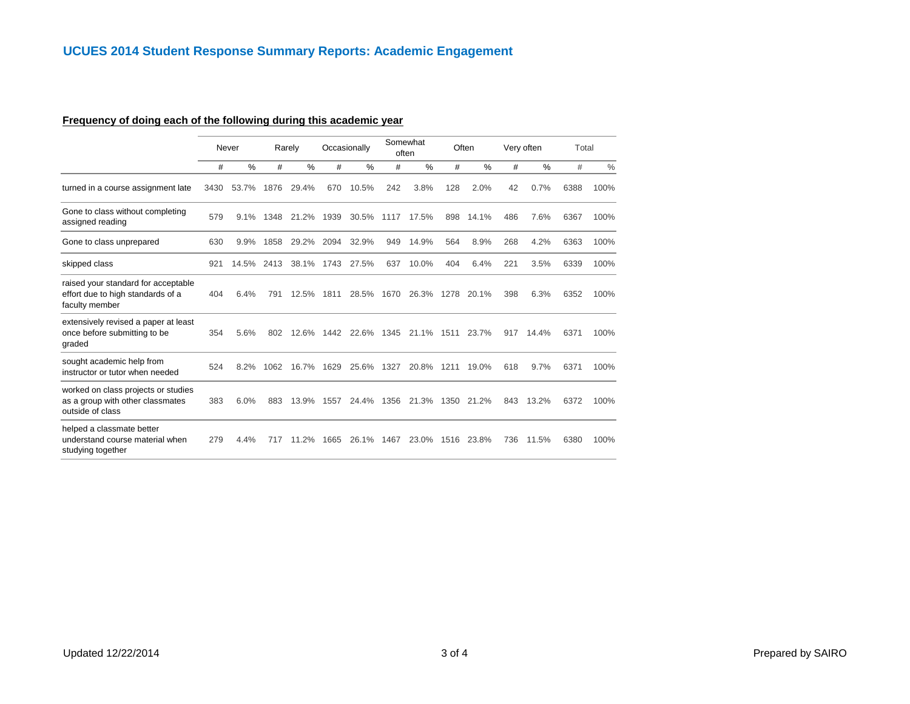## UCUES 2014 Student Response Summary Reports: Academic Engagement

**Frequency of doing each of the following during this academic year**

| | Never | | Rarely | | Occasionally | | Somewhat often | | Often | | Very often | | Total | |
|---|---|---|---|---|---|---|---|---|---|---|---|---|---|---|
| | # | % | # | % | # | % | # | % | # | % | # | % | # | % |
| turned in a course assignment late | 3430 | 53.7% | 1876 | 29.4% | 670 | 10.5% | 242 | 3.8% | 128 | 2.0% | 42 | 0.7% | 6388 | 100% |
| Gone to class without completing assigned reading | 579 | 9.1% | 1348 | 21.2% | 1939 | 30.5% | 1117 | 17.5% | 898 | 14.1% | 486 | 7.6% | 6367 | 100% |
| Gone to class unprepared | 630 | 9.9% | 1858 | 29.2% | 2094 | 32.9% | 949 | 14.9% | 564 | 8.9% | 268 | 4.2% | 6363 | 100% |
| skipped class | 921 | 14.5% | 2413 | 38.1% | 1743 | 27.5% | 637 | 10.0% | 404 | 6.4% | 221 | 3.5% | 6339 | 100% |
| raised your standard for acceptable effort due to high standards of a faculty member | 404 | 6.4% | 791 | 12.5% | 1811 | 28.5% | 1670 | 26.3% | 1278 | 20.1% | 398 | 6.3% | 6352 | 100% |
| extensively revised a paper at least once before submitting to be graded | 354 | 5.6% | 802 | 12.6% | 1442 | 22.6% | 1345 | 21.1% | 1511 | 23.7% | 917 | 14.4% | 6371 | 100% |
| sought academic help from instructor or tutor when needed | 524 | 8.2% | 1062 | 16.7% | 1629 | 25.6% | 1327 | 20.8% | 1211 | 19.0% | 618 | 9.7% | 6371 | 100% |
| worked on class projects or studies as a group with other classmates outside of class | 383 | 6.0% | 883 | 13.9% | 1557 | 24.4% | 1356 | 21.3% | 1350 | 21.2% | 843 | 13.2% | 6372 | 100% |
| helped a classmate better understand course material when studying together | 279 | 4.4% | 717 | 11.2% | 1665 | 26.1% | 1467 | 23.0% | 1516 | 23.8% | 736 | 11.5% | 6380 | 100% |

Updated 12/22/2014

Prepared by SAIRO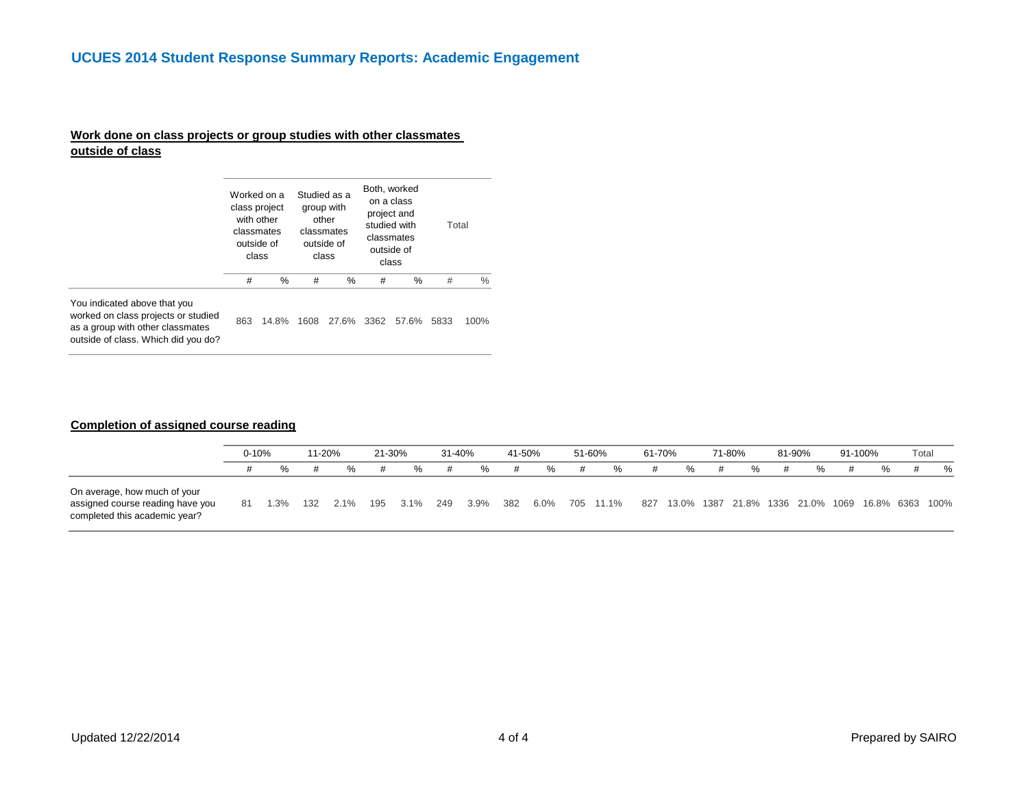# UCUES 2014 Student Response Summary Reports: Academic Engagement

**Work done on class projects or group studies with other classmates outside of class**

| | Worked on a class project with other classmates outside of class | | Studied as a group with other classmates outside of class | | Both, worked on a class project and studied with classmates outside of class | | Total | |
|---|---|---|---|---|---|---|---|---|
| | # | % | # | % | # | % | # | % |
| You indicated above that you worked on class projects or studied as a group with other classmates outside of class. Which did you do? | 863 | 14.8% | 1608 | 27.6% | 3362 | 57.6% | 5833 | 100% |

**Completion of assigned course reading**

| | 0-10% | | 11-20% | | 21-30% | | 31-40% | | 41-50% | | 51-60% | | 61-70% | | 71-80% | | 81-90% | | 91-100% | | Total | |
|---|---|---|---|---|---|---|---|---|---|---|---|---|---|---|---|---|---|---|---|---|---|---|
| | # | % | # | % | # | % | # | % | # | % | # | % | # | % | # | % | # | % | # | % | # | % |
| On average, how much of your assigned course reading have you completed this academic year? | 81 | 1.3% | 132 | 2.1% | 195 | 3.1% | 249 | 3.9% | 382 | 6.0% | 705 | 11.1% | 827 | 13.0% | 1387 | 21.8% | 1336 | 21.0% | 1069 | 16.8% | 6363 | 100% |

Updated 12/22/2014

Prepared by SAIRO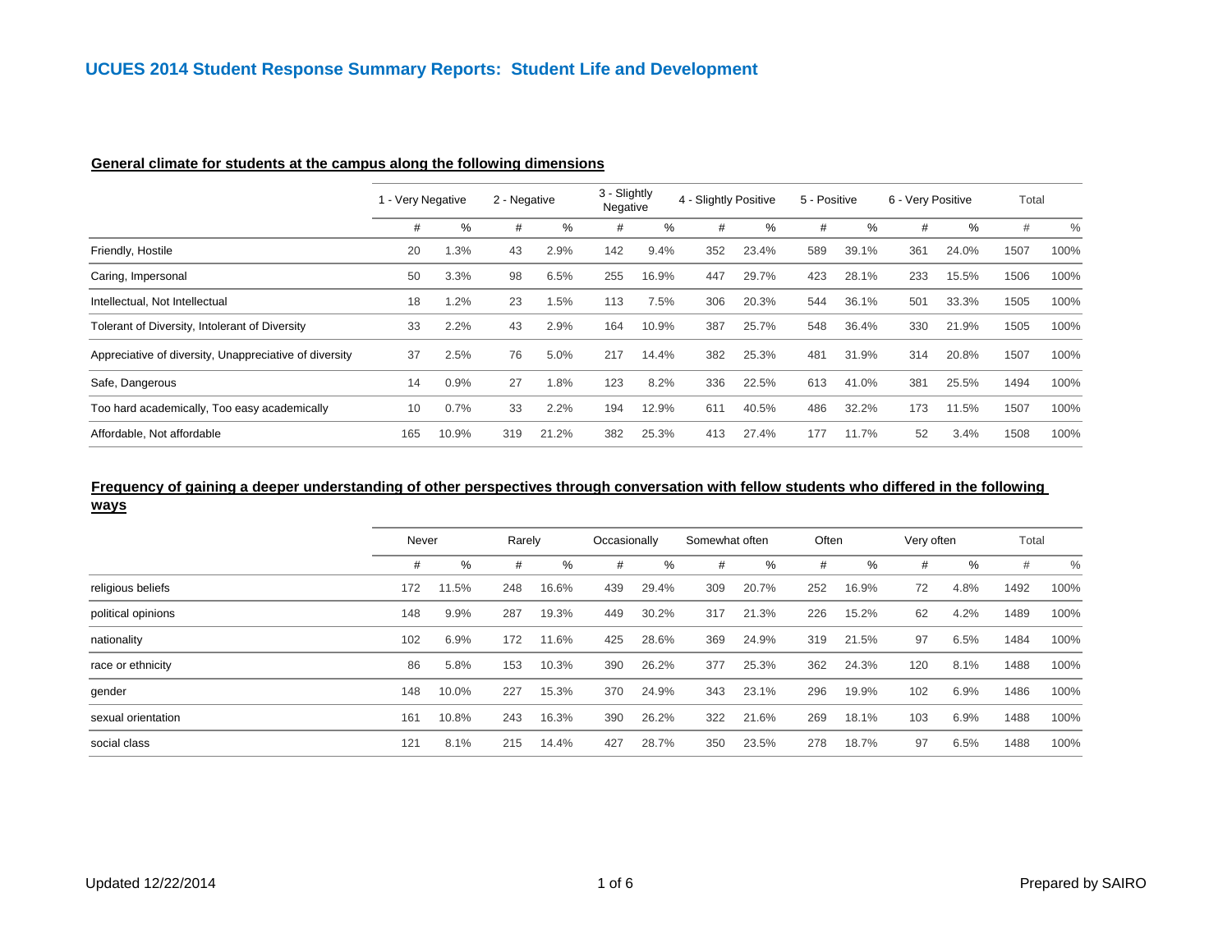# UCUES 2014 Student Response Summary Reports: Student Life and Development

**General climate for students at the campus along the following dimensions**

| | 1 - Very Negative | | 2 - Negative | | 3 - Slightly Negative | | 4 - Slightly Positive | | 5 - Positive | | 6 - Very Positive | | Total | |
|---|---|---|---|---|---|---|---|---|---|---|---|---|---|---|
| | # | % | # | % | # | % | # | % | # | % | # | % | # | % |
| Friendly, Hostile | 20 | 1.3% | 43 | 2.9% | 142 | 9.4% | 352 | 23.4% | 589 | 39.1% | 361 | 24.0% | 1507 | 100% |
| Caring, Impersonal | 50 | 3.3% | 98 | 6.5% | 255 | 16.9% | 447 | 29.7% | 423 | 28.1% | 233 | 15.5% | 1506 | 100% |
| Intellectual, Not Intellectual | 18 | 1.2% | 23 | 1.5% | 113 | 7.5% | 306 | 20.3% | 544 | 36.1% | 501 | 33.3% | 1505 | 100% |
| Tolerant of Diversity, Intolerant of Diversity | 33 | 2.2% | 43 | 2.9% | 164 | 10.9% | 387 | 25.7% | 548 | 36.4% | 330 | 21.9% | 1505 | 100% |
| Appreciative of diversity, Unappreciative of diversity | 37 | 2.5% | 76 | 5.0% | 217 | 14.4% | 382 | 25.3% | 481 | 31.9% | 314 | 20.8% | 1507 | 100% |
| Safe, Dangerous | 14 | 0.9% | 27 | 1.8% | 123 | 8.2% | 336 | 22.5% | 613 | 41.0% | 381 | 25.5% | 1494 | 100% |
| Too hard academically, Too easy academically | 10 | 0.7% | 33 | 2.2% | 194 | 12.9% | 611 | 40.5% | 486 | 32.2% | 173 | 11.5% | 1507 | 100% |
| Affordable, Not affordable | 165 | 10.9% | 319 | 21.2% | 382 | 25.3% | 413 | 27.4% | 177 | 11.7% | 52 | 3.4% | 1508 | 100% |

**Frequency of gaining a deeper understanding of other perspectives through conversation with fellow students who differed in the following ways**

| | Never | | Rarely | | Occasionally | | Somewhat often | | Often | | Very often | | Total | |
|---|---|---|---|---|---|---|---|---|---|---|---|---|---|---|
| | # | % | # | % | # | % | # | % | # | % | # | % | # | % |
| religious beliefs | 172 | 11.5% | 248 | 16.6% | 439 | 29.4% | 309 | 20.7% | 252 | 16.9% | 72 | 4.8% | 1492 | 100% |
| political opinions | 148 | 9.9% | 287 | 19.3% | 449 | 30.2% | 317 | 21.3% | 226 | 15.2% | 62 | 4.2% | 1489 | 100% |
| nationality | 102 | 6.9% | 172 | 11.6% | 425 | 28.6% | 369 | 24.9% | 319 | 21.5% | 97 | 6.5% | 1484 | 100% |
| race or ethnicity | 86 | 5.8% | 153 | 10.3% | 390 | 26.2% | 377 | 25.3% | 362 | 24.3% | 120 | 8.1% | 1488 | 100% |
| gender | 148 | 10.0% | 227 | 15.3% | 370 | 24.9% | 343 | 23.1% | 296 | 19.9% | 102 | 6.9% | 1486 | 100% |
| sexual orientation | 161 | 10.8% | 243 | 16.3% | 390 | 26.2% | 322 | 21.6% | 269 | 18.1% | 103 | 6.9% | 1488 | 100% |
| social class | 121 | 8.1% | 215 | 14.4% | 427 | 28.7% | 350 | 23.5% | 278 | 18.7% | 97 | 6.5% | 1488 | 100% |

Updated 12/22/2014

Prepared by SAIRO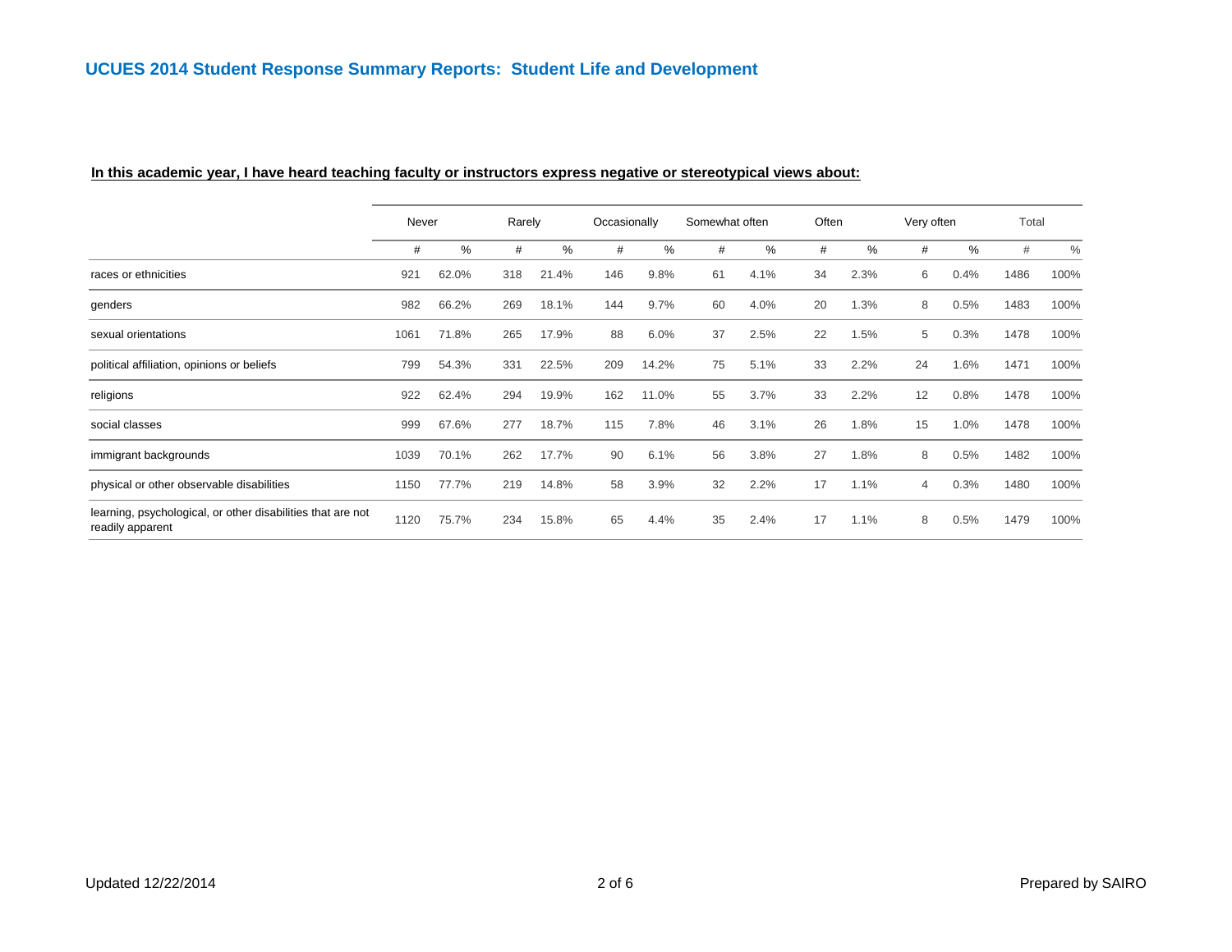## UCUES 2014 Student Response Summary Reports: Student Life and Development

**In this academic year, I have heard teaching faculty or instructors express negative or stereotypical views about:**

| | Never | | Rarely | | Occasionally | | Somewhat often | | Often | | Very often | | Total | |
|---|---|---|---|---|---|---|---|---|---|---|---|---|---|---|
| | # | % | # | % | # | % | # | % | # | % | # | % | # | % |
| races or ethnicities | 921 | 62.0% | 318 | 21.4% | 146 | 9.8% | 61 | 4.1% | 34 | 2.3% | 6 | 0.4% | 1486 | 100% |
| genders | 982 | 66.2% | 269 | 18.1% | 144 | 9.7% | 60 | 4.0% | 20 | 1.3% | 8 | 0.5% | 1483 | 100% |
| sexual orientations | 1061 | 71.8% | 265 | 17.9% | 88 | 6.0% | 37 | 2.5% | 22 | 1.5% | 5 | 0.3% | 1478 | 100% |
| political affiliation, opinions or beliefs | 799 | 54.3% | 331 | 22.5% | 209 | 14.2% | 75 | 5.1% | 33 | 2.2% | 24 | 1.6% | 1471 | 100% |
| religions | 922 | 62.4% | 294 | 19.9% | 162 | 11.0% | 55 | 3.7% | 33 | 2.2% | 12 | 0.8% | 1478 | 100% |
| social classes | 999 | 67.6% | 277 | 18.7% | 115 | 7.8% | 46 | 3.1% | 26 | 1.8% | 15 | 1.0% | 1478 | 100% |
| immigrant backgrounds | 1039 | 70.1% | 262 | 17.7% | 90 | 6.1% | 56 | 3.8% | 27 | 1.8% | 8 | 0.5% | 1482 | 100% |
| physical or other observable disabilities | 1150 | 77.7% | 219 | 14.8% | 58 | 3.9% | 32 | 2.2% | 17 | 1.1% | 4 | 0.3% | 1480 | 100% |
| learning, psychological, or other disabilities that are not readily apparent | 1120 | 75.7% | 234 | 15.8% | 65 | 4.4% | 35 | 2.4% | 17 | 1.1% | 8 | 0.5% | 1479 | 100% |

Updated 12/22/2014

Prepared by SAIRO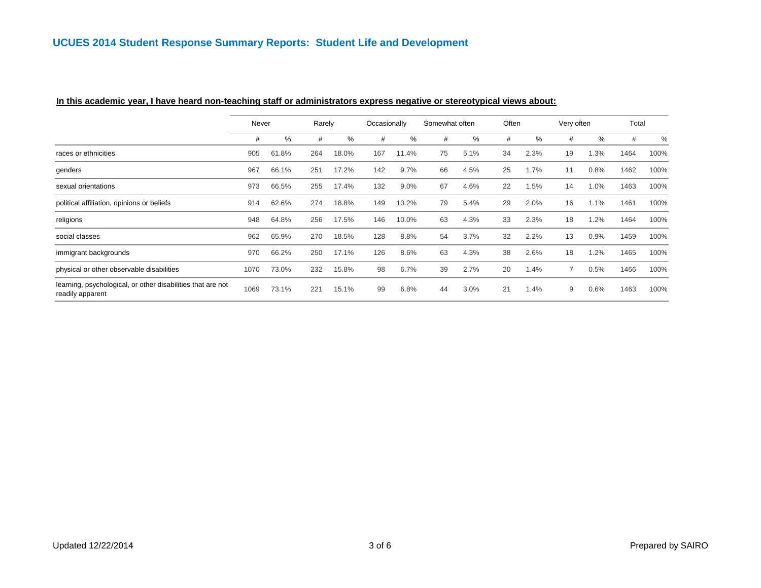## UCUES 2014 Student Response Summary Reports: Student Life and Development

**In this academic year, I have heard non-teaching staff or administrators express negative or stereotypical views about:**

| | Never | | Rarely | | Occasionally | | Somewhat often | | Often | | Very often | | Total | |
|---|---|---|---|---|---|---|---|---|---|---|---|---|---|---|
| | # | % | # | % | # | % | # | % | # | % | # | % | # | % |
| races or ethnicities | 905 | 61.8% | 264 | 18.0% | 167 | 11.4% | 75 | 5.1% | 34 | 2.3% | 19 | 1.3% | 1464 | 100% |
| genders | 967 | 66.1% | 251 | 17.2% | 142 | 9.7% | 66 | 4.5% | 25 | 1.7% | 11 | 0.8% | 1462 | 100% |
| sexual orientations | 973 | 66.5% | 255 | 17.4% | 132 | 9.0% | 67 | 4.6% | 22 | 1.5% | 14 | 1.0% | 1463 | 100% |
| political affiliation, opinions or beliefs | 914 | 62.6% | 274 | 18.8% | 149 | 10.2% | 79 | 5.4% | 29 | 2.0% | 16 | 1.1% | 1461 | 100% |
| religions | 948 | 64.8% | 256 | 17.5% | 146 | 10.0% | 63 | 4.3% | 33 | 2.3% | 18 | 1.2% | 1464 | 100% |
| social classes | 962 | 65.9% | 270 | 18.5% | 128 | 8.8% | 54 | 3.7% | 32 | 2.2% | 13 | 0.9% | 1459 | 100% |
| immigrant backgrounds | 970 | 66.2% | 250 | 17.1% | 126 | 8.6% | 63 | 4.3% | 38 | 2.6% | 18 | 1.2% | 1465 | 100% |
| physical or other observable disabilities | 1070 | 73.0% | 232 | 15.8% | 98 | 6.7% | 39 | 2.7% | 20 | 1.4% | 7 | 0.5% | 1466 | 100% |
| learning, psychological, or other disabilities that are not readily apparent | 1069 | 73.1% | 221 | 15.1% | 99 | 6.8% | 44 | 3.0% | 21 | 1.4% | 9 | 0.6% | 1463 | 100% |

Updated 12/22/2014

Prepared by SAIRO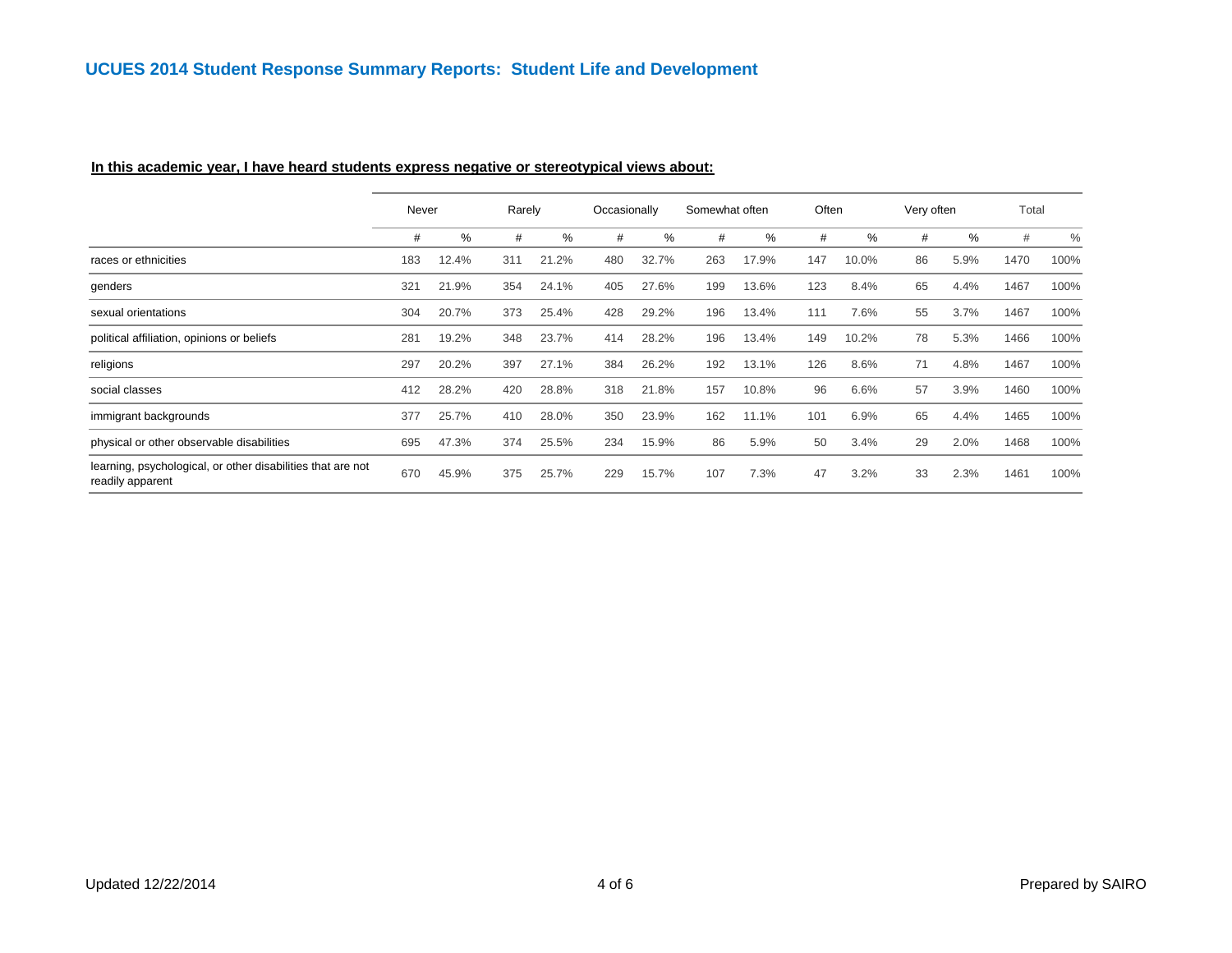## UCUES 2014 Student Response Summary Reports: Student Life and Development

**In this academic year, I have heard students express negative or stereotypical views about:**

| | Never | | Rarely | | Occasionally | | Somewhat often | | Often | | Very often | | Total | |
|---|---|---|---|---|---|---|---|---|---|---|---|---|---|---|
| | # | % | # | % | # | % | # | % | # | % | # | % | # | % |
| races or ethnicities | 183 | 12.4% | 311 | 21.2% | 480 | 32.7% | 263 | 17.9% | 147 | 10.0% | 86 | 5.9% | 1470 | 100% |
| genders | 321 | 21.9% | 354 | 24.1% | 405 | 27.6% | 199 | 13.6% | 123 | 8.4% | 65 | 4.4% | 1467 | 100% |
| sexual orientations | 304 | 20.7% | 373 | 25.4% | 428 | 29.2% | 196 | 13.4% | 111 | 7.6% | 55 | 3.7% | 1467 | 100% |
| political affiliation, opinions or beliefs | 281 | 19.2% | 348 | 23.7% | 414 | 28.2% | 196 | 13.4% | 149 | 10.2% | 78 | 5.3% | 1466 | 100% |
| religions | 297 | 20.2% | 397 | 27.1% | 384 | 26.2% | 192 | 13.1% | 126 | 8.6% | 71 | 4.8% | 1467 | 100% |
| social classes | 412 | 28.2% | 420 | 28.8% | 318 | 21.8% | 157 | 10.8% | 96 | 6.6% | 57 | 3.9% | 1460 | 100% |
| immigrant backgrounds | 377 | 25.7% | 410 | 28.0% | 350 | 23.9% | 162 | 11.1% | 101 | 6.9% | 65 | 4.4% | 1465 | 100% |
| physical or other observable disabilities | 695 | 47.3% | 374 | 25.5% | 234 | 15.9% | 86 | 5.9% | 50 | 3.4% | 29 | 2.0% | 1468 | 100% |
| learning, psychological, or other disabilities that are not readily apparent | 670 | 45.9% | 375 | 25.7% | 229 | 15.7% | 107 | 7.3% | 47 | 3.2% | 33 | 2.3% | 1461 | 100% |

Updated 12/22/2014

Prepared by SAIRO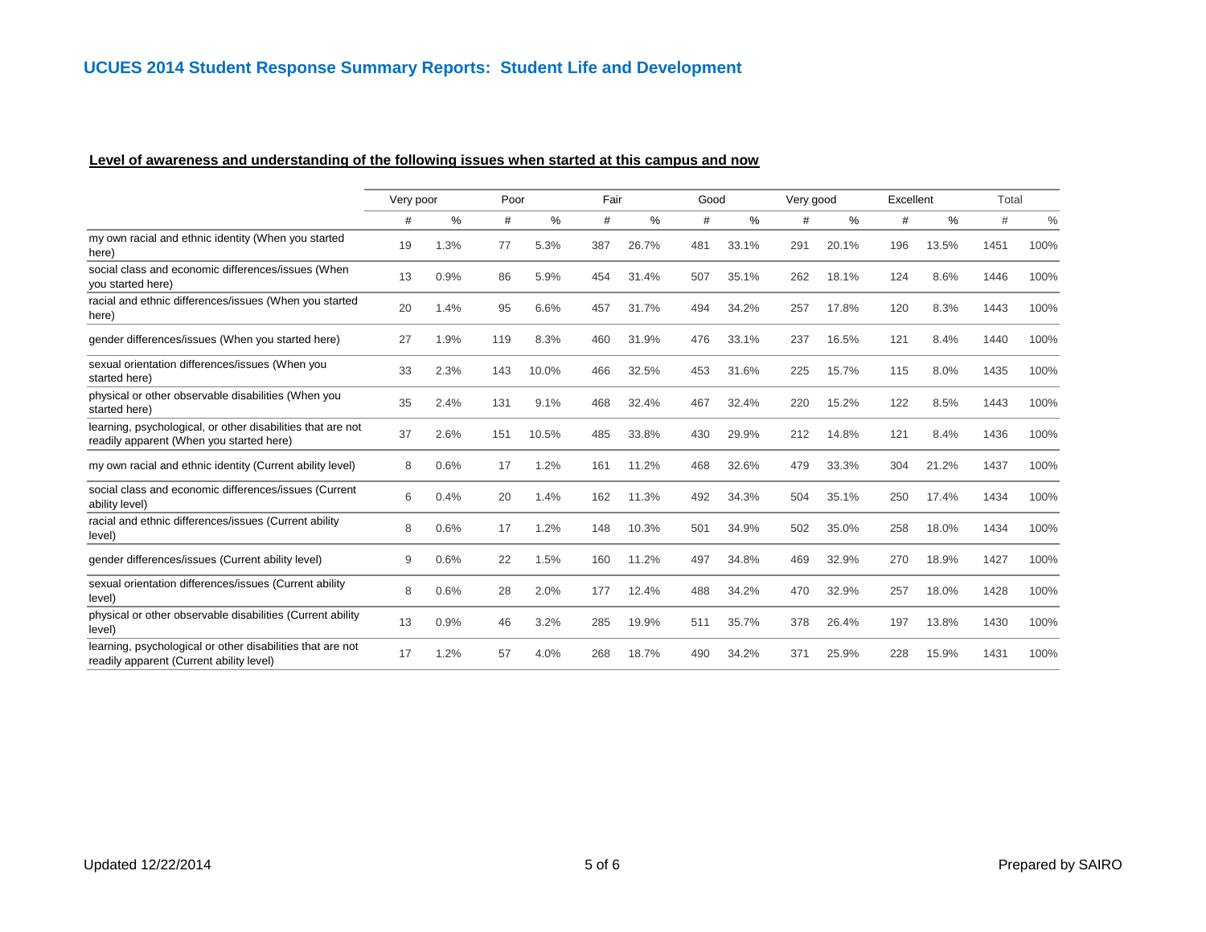## UCUES 2014 Student Response Summary Reports: Student Life and Development

**Level of awareness and understanding of the following issues when started at this campus and now**

| | Very poor | | Poor | | Fair | | Good | | Very good | | Excellent | | Total | |
|---|---|---|---|---|---|---|---|---|---|---|---|---|---|---|
| | # | % | # | % | # | % | # | % | # | % | # | % | # | % |
| my own racial and ethnic identity (When you started here) | 19 | 1.3% | 77 | 5.3% | 387 | 26.7% | 481 | 33.1% | 291 | 20.1% | 196 | 13.5% | 1451 | 100% |
| social class and economic differences/issues (When you started here) | 13 | 0.9% | 86 | 5.9% | 454 | 31.4% | 507 | 35.1% | 262 | 18.1% | 124 | 8.6% | 1446 | 100% |
| racial and ethnic differences/issues (When you started here) | 20 | 1.4% | 95 | 6.6% | 457 | 31.7% | 494 | 34.2% | 257 | 17.8% | 120 | 8.3% | 1443 | 100% |
| gender differences/issues (When you started here) | 27 | 1.9% | 119 | 8.3% | 460 | 31.9% | 476 | 33.1% | 237 | 16.5% | 121 | 8.4% | 1440 | 100% |
| sexual orientation differences/issues (When you started here) | 33 | 2.3% | 143 | 10.0% | 466 | 32.5% | 453 | 31.6% | 225 | 15.7% | 115 | 8.0% | 1435 | 100% |
| physical or other observable disabilities (When you started here) | 35 | 2.4% | 131 | 9.1% | 468 | 32.4% | 467 | 32.4% | 220 | 15.2% | 122 | 8.5% | 1443 | 100% |
| learning, psychological, or other disabilities that are not readily apparent (When you started here) | 37 | 2.6% | 151 | 10.5% | 485 | 33.8% | 430 | 29.9% | 212 | 14.8% | 121 | 8.4% | 1436 | 100% |
| my own racial and ethnic identity (Current ability level) | 8 | 0.6% | 17 | 1.2% | 161 | 11.2% | 468 | 32.6% | 479 | 33.3% | 304 | 21.2% | 1437 | 100% |
| social class and economic differences/issues (Current ability level) | 6 | 0.4% | 20 | 1.4% | 162 | 11.3% | 492 | 34.3% | 504 | 35.1% | 250 | 17.4% | 1434 | 100% |
| racial and ethnic differences/issues (Current ability level) | 8 | 0.6% | 17 | 1.2% | 148 | 10.3% | 501 | 34.9% | 502 | 35.0% | 258 | 18.0% | 1434 | 100% |
| gender differences/issues (Current ability level) | 9 | 0.6% | 22 | 1.5% | 160 | 11.2% | 497 | 34.8% | 469 | 32.9% | 270 | 18.9% | 1427 | 100% |
| sexual orientation differences/issues (Current ability level) | 8 | 0.6% | 28 | 2.0% | 177 | 12.4% | 488 | 34.2% | 470 | 32.9% | 257 | 18.0% | 1428 | 100% |
| physical or other observable disabilities (Current ability level) | 13 | 0.9% | 46 | 3.2% | 285 | 19.9% | 511 | 35.7% | 378 | 26.4% | 197 | 13.8% | 1430 | 100% |
| learning, psychological or other disabilities that are not readily apparent (Current ability level) | 17 | 1.2% | 57 | 4.0% | 268 | 18.7% | 490 | 34.2% | 371 | 25.9% | 228 | 15.9% | 1431 | 100% |

Updated 12/22/2014

Prepared by SAIRO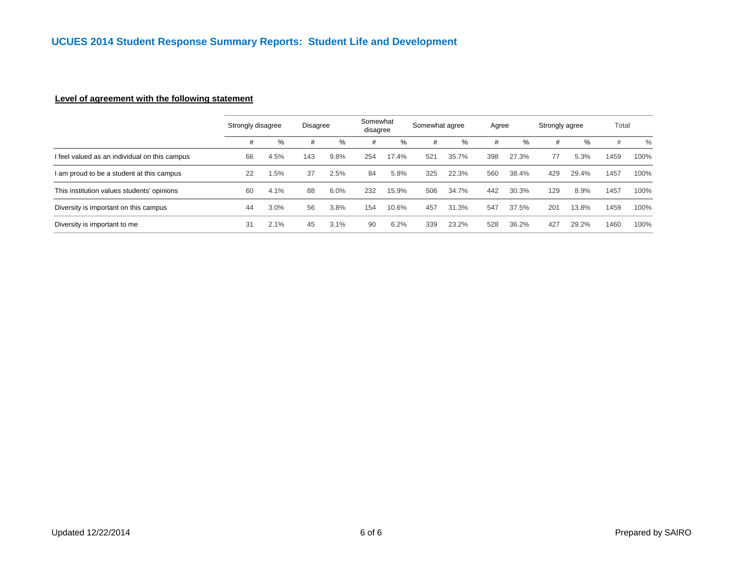## UCUES 2014 Student Response Summary Reports: Student Life and Development

**Level of agreement with the following statement**

| | Strongly disagree | | Disagree | | Somewhat disagree | | Somewhat agree | | Agree | | Strongly agree | | Total | |
|---|---|---|---|---|---|---|---|---|---|---|---|---|---|---|
| | # | % | # | % | # | % | # | % | # | % | # | % | # | % |
| I feel valued as an individual on this campus | 66 | 4.5% | 143 | 9.8% | 254 | 17.4% | 521 | 35.7% | 398 | 27.3% | 77 | 5.3% | 1459 | 100% |
| I am proud to be a student at this campus | 22 | 1.5% | 37 | 2.5% | 84 | 5.8% | 325 | 22.3% | 560 | 38.4% | 429 | 29.4% | 1457 | 100% |
| This institution values students' opinions | 60 | 4.1% | 88 | 6.0% | 232 | 15.9% | 506 | 34.7% | 442 | 30.3% | 129 | 8.9% | 1457 | 100% |
| Diversity is important on this campus | 44 | 3.0% | 56 | 3.8% | 154 | 10.6% | 457 | 31.3% | 547 | 37.5% | 201 | 13.8% | 1459 | 100% |
| Diversity is important to me | 31 | 2.1% | 45 | 3.1% | 90 | 6.2% | 339 | 23.2% | 528 | 36.2% | 427 | 29.2% | 1460 | 100% |

Updated 12/22/2014

Prepared by SAIRO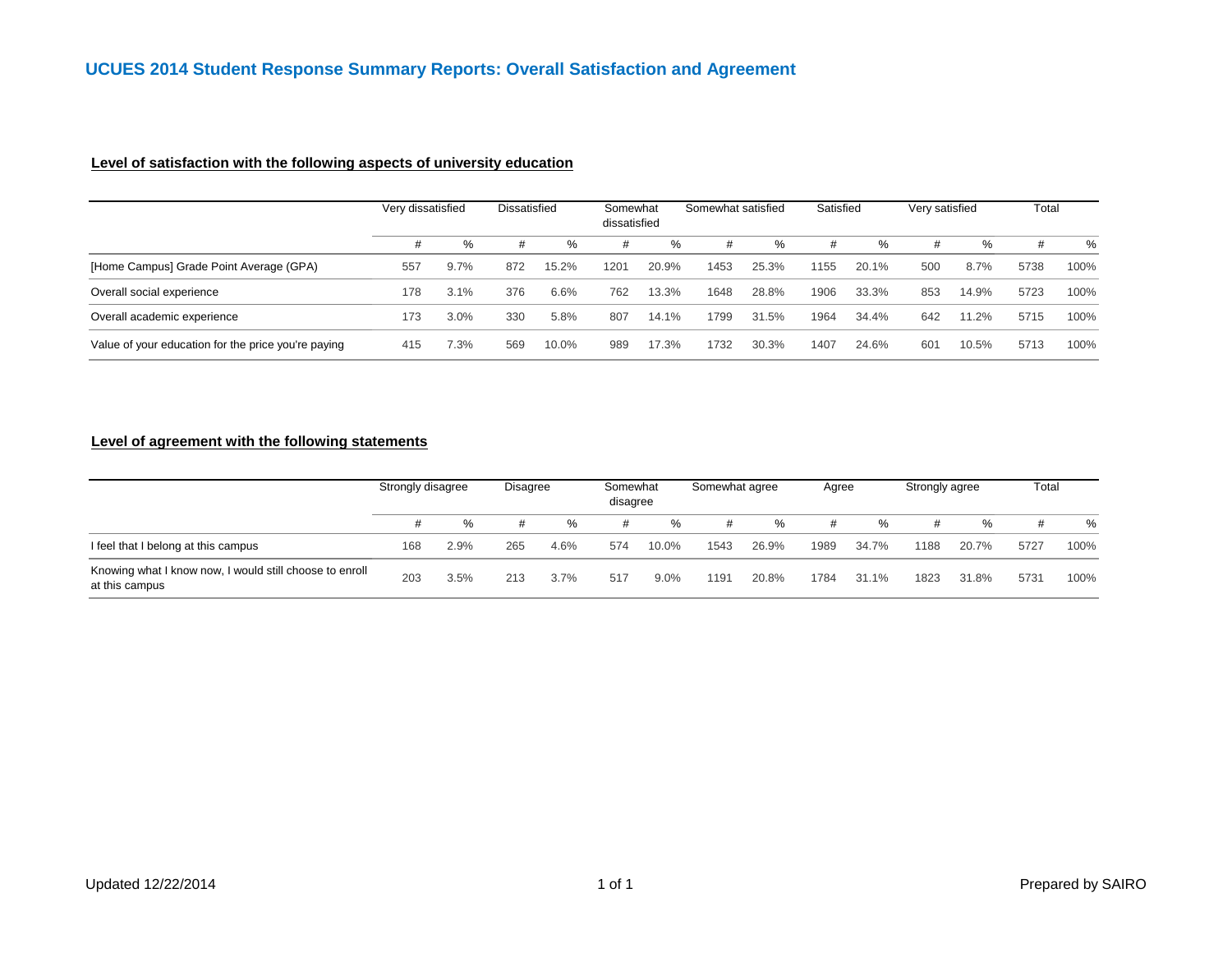# UCUES 2014 Student Response Summary Reports: Overall Satisfaction and Agreement

## Level of satisfaction with the following aspects of university education

| | Very dissatisfied | | Dissatisfied | | Somewhat dissatisfied | | Somewhat satisfied | | Satisfied | | Very satisfied | | Total | |
|---|---|---|---|---|---|---|---|---|---|---|---|---|---|---|
| | # | % | # | % | # | % | # | % | # | % | # | % | # | % |
| [Home Campus] Grade Point Average (GPA) | 557 | 9.7% | 872 | 15.2% | 1201 | 20.9% | 1453 | 25.3% | 1155 | 20.1% | 500 | 8.7% | 5738 | 100% |
| Overall social experience | 178 | 3.1% | 376 | 6.6% | 762 | 13.3% | 1648 | 28.8% | 1906 | 33.3% | 853 | 14.9% | 5723 | 100% |
| Overall academic experience | 173 | 3.0% | 330 | 5.8% | 807 | 14.1% | 1799 | 31.5% | 1964 | 34.4% | 642 | 11.2% | 5715 | 100% |
| Value of your education for the price you're paying | 415 | 7.3% | 569 | 10.0% | 989 | 17.3% | 1732 | 30.3% | 1407 | 24.6% | 601 | 10.5% | 5713 | 100% |

## Level of agreement with the following statements

| | Strongly disagree | | Disagree | | Somewhat disagree | | Somewhat agree | | Agree | | Strongly agree | | Total | |
|---|---|---|---|---|---|---|---|---|---|---|---|---|---|---|
| | # | % | # | % | # | % | # | % | # | % | # | % | # | % |
| I feel that I belong at this campus | 168 | 2.9% | 265 | 4.6% | 574 | 10.0% | 1543 | 26.9% | 1989 | 34.7% | 1188 | 20.7% | 5727 | 100% |
| Knowing what I know now, I would still choose to enroll at this campus | 203 | 3.5% | 213 | 3.7% | 517 | 9.0% | 1191 | 20.8% | 1784 | 31.1% | 1823 | 31.8% | 5731 | 100% |

Updated 12/22/2014

Prepared by SAIRO